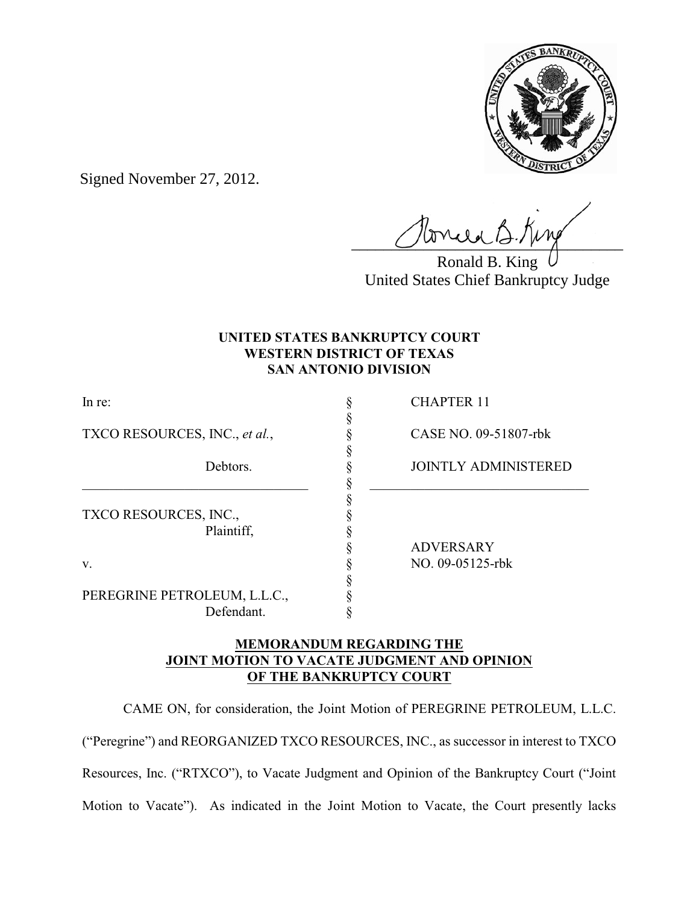Signed November 27, 2012.

Ronald B. King
United States Chief Bankruptcy Judge

**UNITED STATES BANKRUPTCY COURT**
**WESTERN DISTRICT OF TEXAS**
**SAN ANTONIO DIVISION**

| | | |
|---|---|---|
| In re: | § | CHAPTER 11 |
| | § | |
| TXCO RESOURCES, INC., *et al.*, | § | CASE NO. 09-51807-rbk |
| | § | |
| Debtors. | § | JOINTLY ADMINISTERED |
| | § | |
| | § | |
| TXCO RESOURCES, INC., | § | |
| Plaintiff, | § | |
| | § | ADVERSARY |
| v. | § | NO. 09-05125-rbk |
| | § | |
| PEREGRINE PETROLEUM, L.L.C., | § | |
| Defendant. | § | |

**MEMORANDUM REGARDING THE JOINT MOTION TO VACATE JUDGMENT AND OPINION OF THE BANKRUPTCY COURT**

CAME ON, for consideration, the Joint Motion of PEREGRINE PETROLEUM, L.L.C. ("Peregrine") and REORGANIZED TXCO RESOURCES, INC., as successor in interest to TXCO Resources, Inc. ("RTXCO"), to Vacate Judgment and Opinion of the Bankruptcy Court ("Joint Motion to Vacate"). As indicated in the Joint Motion to Vacate, the Court presently lacks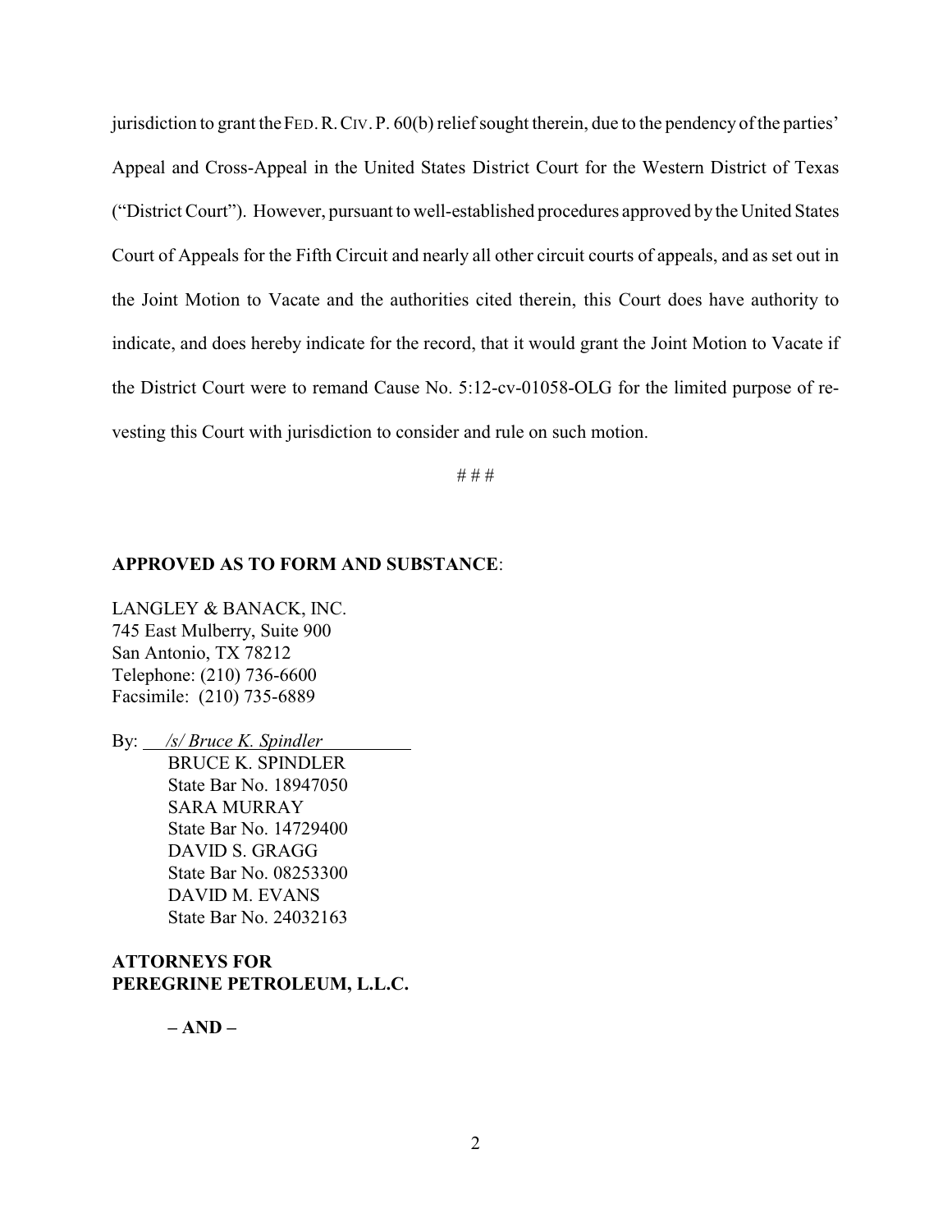jurisdiction to grant the FED. R. CIV. P. 60(b) relief sought therein, due to the pendency of the parties' Appeal and Cross-Appeal in the United States District Court for the Western District of Texas ("District Court"). However, pursuant to well-established procedures approved by the United States Court of Appeals for the Fifth Circuit and nearly all other circuit courts of appeals, and as set out in the Joint Motion to Vacate and the authorities cited therein, this Court does have authority to indicate, and does hereby indicate for the record, that it would grant the Joint Motion to Vacate if the District Court were to remand Cause No. 5:12-cv-01058-OLG for the limited purpose of re-vesting this Court with jurisdiction to consider and rule on such motion.

# # #

**APPROVED AS TO FORM AND SUBSTANCE**:

LANGLEY & BANACK, INC.
745 East Mulberry, Suite 900
San Antonio, TX 78212
Telephone: (210) 736-6600
Facsimile: (210) 735-6889

By: *\/s/ Bruce K. Spindler*
BRUCE K. SPINDLER
State Bar No. 18947050
SARA MURRAY
State Bar No. 14729400
DAVID S. GRAGG
State Bar No. 08253300
DAVID M. EVANS
State Bar No. 24032163

**ATTORNEYS FOR**
**PEREGRINE PETROLEUM, L.L.C.**

**– AND –**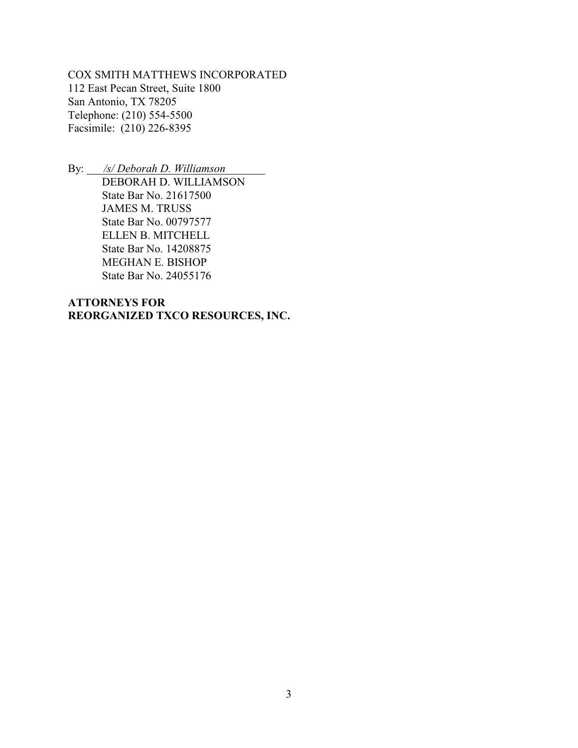COX SMITH MATTHEWS INCORPORATED
112 East Pecan Street, Suite 1800
San Antonio, TX 78205
Telephone: (210) 554-5500
Facsimile: (210) 226-8395

By: *\/s/ Deborah D. Williamson*
DEBORAH D. WILLIAMSON
State Bar No. 21617500
JAMES M. TRUSS
State Bar No. 00797577
ELLEN B. MITCHELL
State Bar No. 14208875
MEGHAN E. BISHOP
State Bar No. 24055176

**ATTORNEYS FOR**
**REORGANIZED TXCO RESOURCES, INC.**